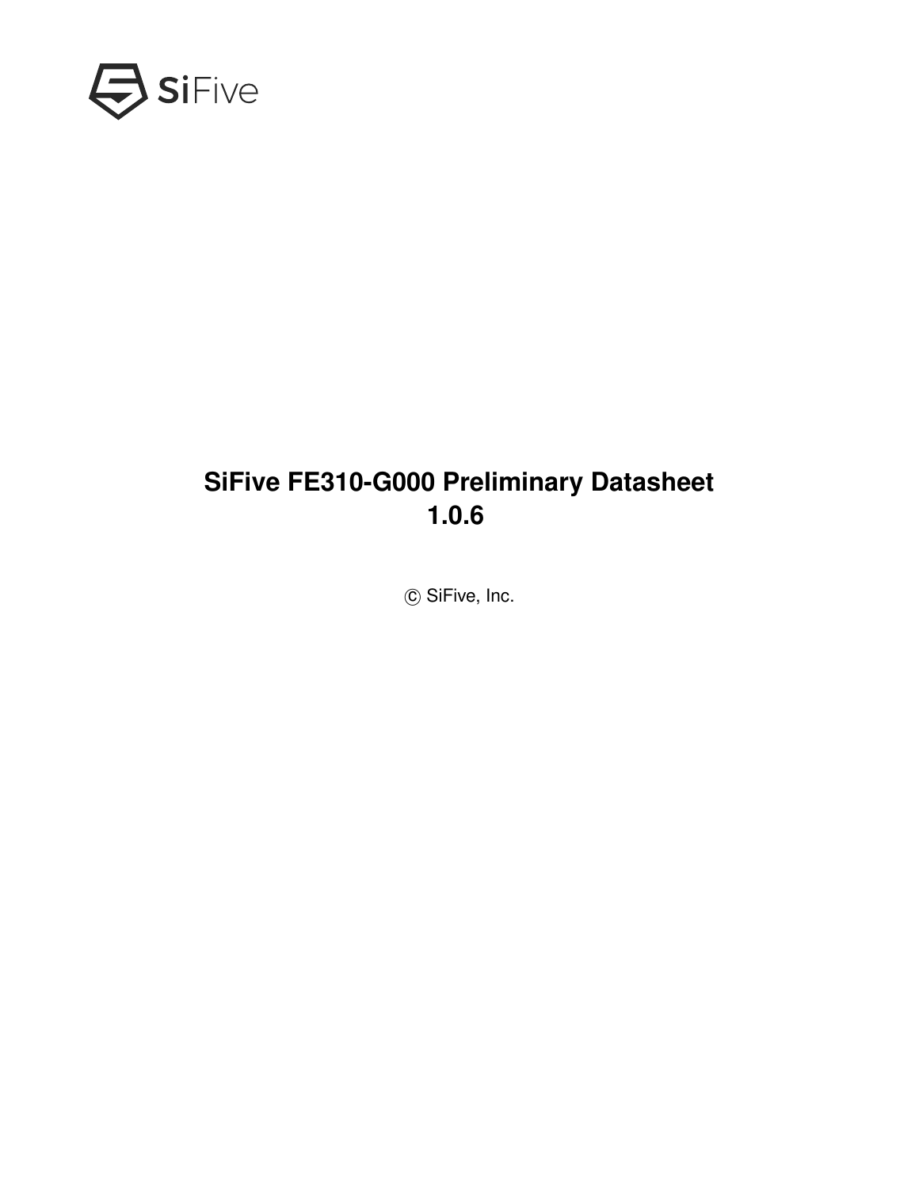# SiFive FE310-G000 Preliminary Datasheet 1.0.6

© SiFive, Inc.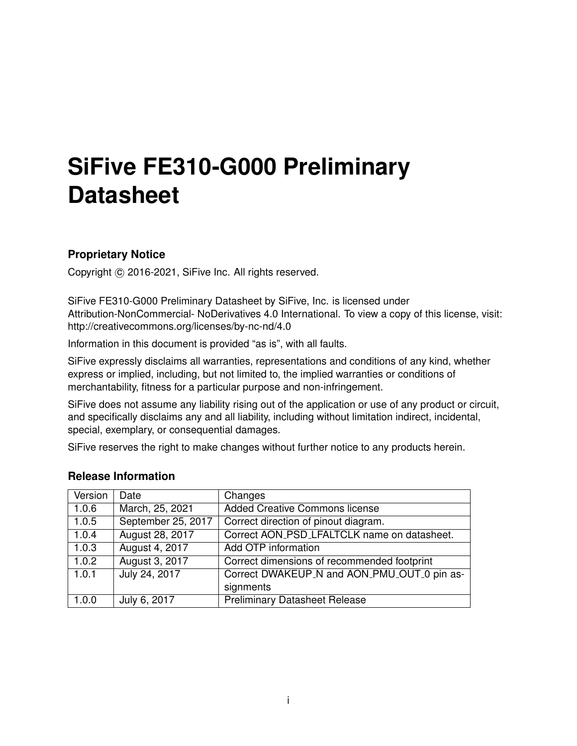# SiFive FE310-G000 Preliminary Datasheet

### Proprietary Notice

Copyright © 2016-2021, SiFive Inc. All rights reserved.

SiFive FE310-G000 Preliminary Datasheet by SiFive, Inc. is licensed under Attribution-NonCommercial- NoDerivatives 4.0 International. To view a copy of this license, visit: http://creativecommons.org/licenses/by-nc-nd/4.0

Information in this document is provided "as is", with all faults.

SiFive expressly disclaims all warranties, representations and conditions of any kind, whether express or implied, including, but not limited to, the implied warranties or conditions of merchantability, fitness for a particular purpose and non-infringement.

SiFive does not assume any liability rising out of the application or use of any product or circuit, and specifically disclaims any and all liability, including without limitation indirect, incidental, special, exemplary, or consequential damages.

SiFive reserves the right to make changes without further notice to any products herein.

### Release Information

| Version | Date | Changes |
|---|---|---|
| 1.0.6 | March, 25, 2021 | Added Creative Commons license |
| 1.0.5 | September 25, 2017 | Correct direction of pinout diagram. |
| 1.0.4 | August 28, 2017 | Correct AON_PSD_LFALTCLK name on datasheet. |
| 1.0.3 | August 4, 2017 | Add OTP information |
| 1.0.2 | August 3, 2017 | Correct dimensions of recommended footprint |
| 1.0.1 | July 24, 2017 | Correct DWAKEUP_N and AON_PMU_OUT_0 pin assignments |
| 1.0.0 | July 6, 2017 | Preliminary Datasheet Release |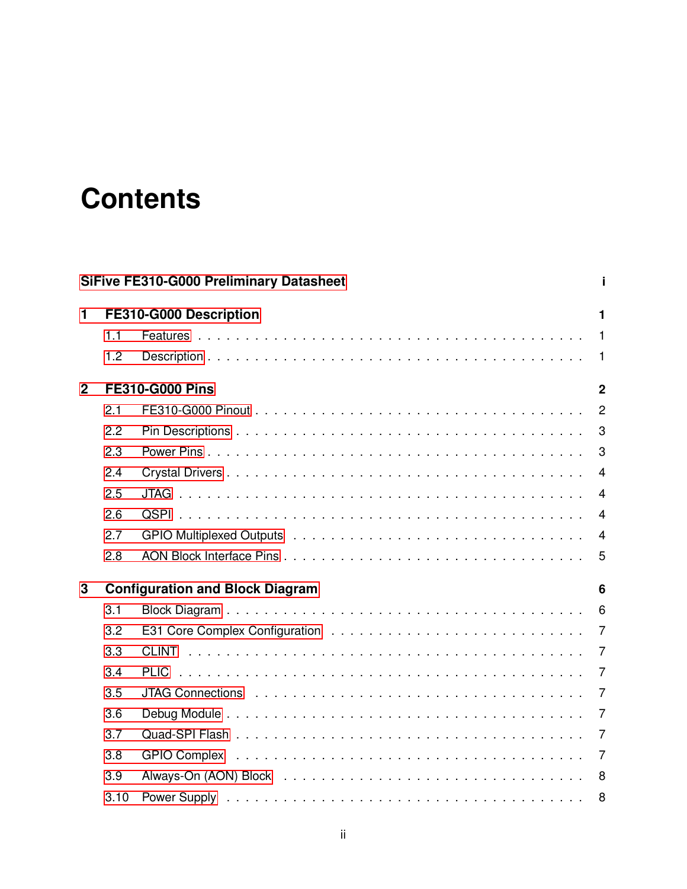# Contents

**SiFive FE310-G000 Preliminary Datasheet** ..... i

**1 FE310-G000 Description** ..... 1

- 1.1 Features ..... 1
- 1.2 Description ..... 1

**2 FE310-G000 Pins** ..... 2

- 2.1 FE310-G000 Pinout ..... 2
- 2.2 Pin Descriptions ..... 3
- 2.3 Power Pins ..... 3
- 2.4 Crystal Drivers ..... 4
- 2.5 JTAG ..... 4
- 2.6 QSPI ..... 4
- 2.7 GPIO Multiplexed Outputs ..... 4
- 2.8 AON Block Interface Pins ..... 5

**3 Configuration and Block Diagram** ..... 6

- 3.1 Block Diagram ..... 6
- 3.2 E31 Core Complex Configuration ..... 7
- 3.3 CLINT ..... 7
- 3.4 PLIC ..... 7
- 3.5 JTAG Connections ..... 7
- 3.6 Debug Module ..... 7
- 3.7 Quad-SPI Flash ..... 7
- 3.8 GPIO Complex ..... 7
- 3.9 Always-On (AON) Block ..... 8
- 3.10 Power Supply ..... 8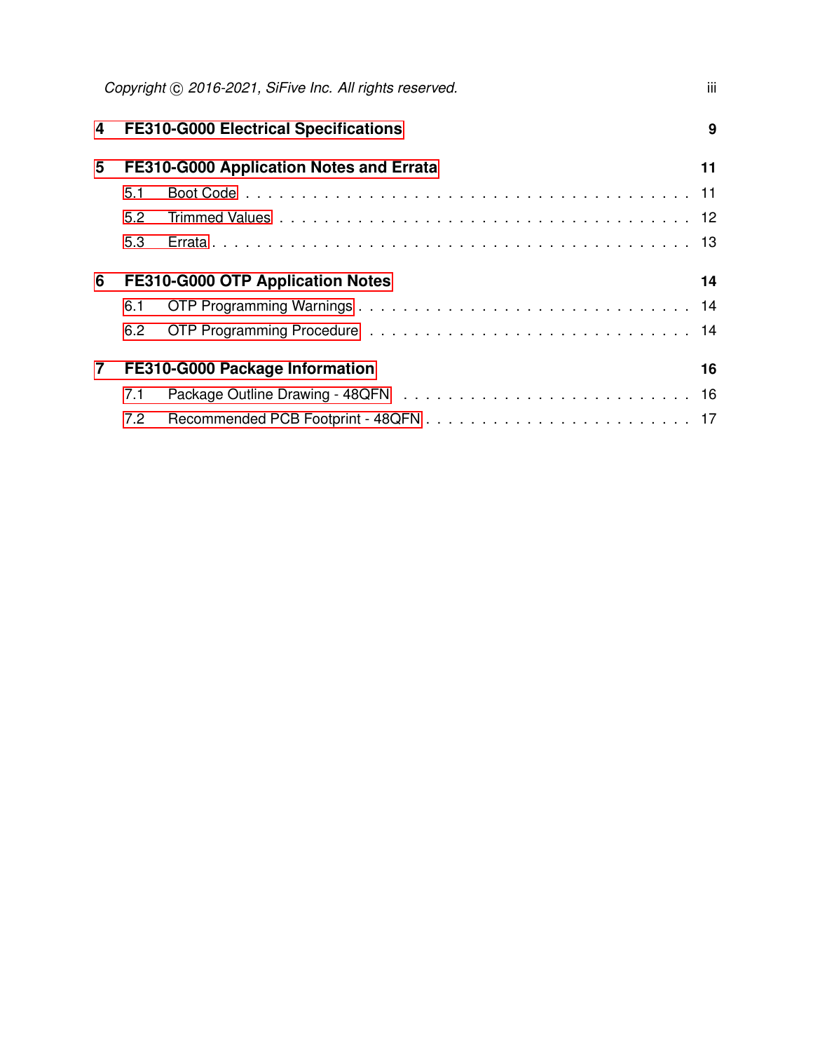**4 FE310-G000 Electrical Specifications** 9

**5 FE310-G000 Application Notes and Errata** 11

- 5.1 Boot Code . . . . . . . . . . . . . . . . . . . . . . . . . . . . . . . . . . 11
- 5.2 Trimmed Values . . . . . . . . . . . . . . . . . . . . . . . . . . . . . . . 12
- 5.3 Errata . . . . . . . . . . . . . . . . . . . . . . . . . . . . . . . . . . . . 13

**6 FE310-G000 OTP Application Notes** 14

- 6.1 OTP Programming Warnings . . . . . . . . . . . . . . . . . . . . . . . . . 14
- 6.2 OTP Programming Procedure . . . . . . . . . . . . . . . . . . . . . . . . 14

**7 FE310-G000 Package Information** 16

- 7.1 Package Outline Drawing - 48QFN . . . . . . . . . . . . . . . . . . . . . 16
- 7.2 Recommended PCB Footprint - 48QFN . . . . . . . . . . . . . . . . . . . 17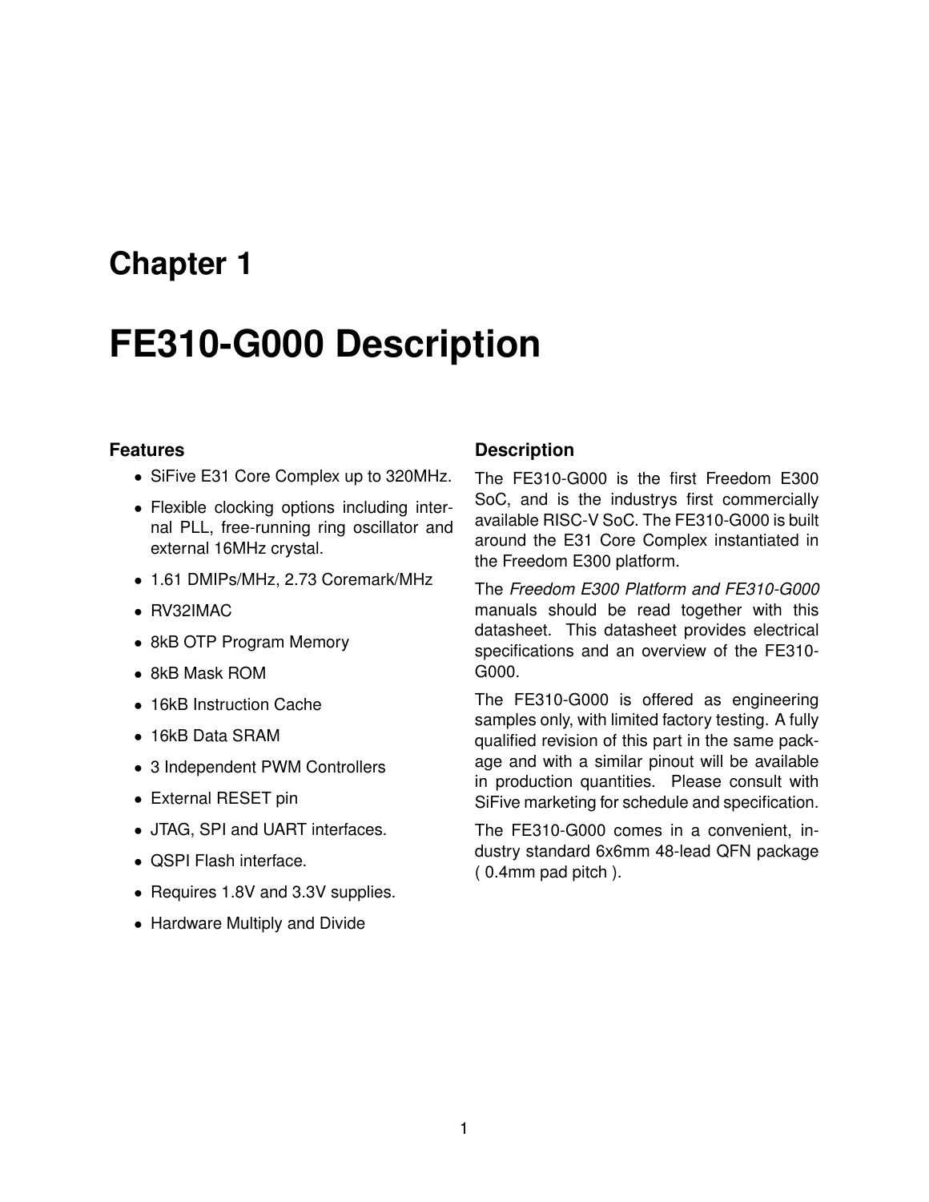# Chapter 1

# FE310-G000 Description

### Features

- SiFive E31 Core Complex up to 320MHz.
- Flexible clocking options including internal PLL, free-running ring oscillator and external 16MHz crystal.
- 1.61 DMIPs/MHz, 2.73 Coremark/MHz
- RV32IMAC
- 8kB OTP Program Memory
- 8kB Mask ROM
- 16kB Instruction Cache
- 16kB Data SRAM
- 3 Independent PWM Controllers
- External RESET pin
- JTAG, SPI and UART interfaces.
- QSPI Flash interface.
- Requires 1.8V and 3.3V supplies.
- Hardware Multiply and Divide

### Description

The FE310-G000 is the first Freedom E300 SoC, and is the industrys first commercially available RISC-V SoC. The FE310-G000 is built around the E31 Core Complex instantiated in the Freedom E300 platform.

The *Freedom E300 Platform and FE310-G000* manuals should be read together with this datasheet. This datasheet provides electrical specifications and an overview of the FE310-G000.

The FE310-G000 is offered as engineering samples only, with limited factory testing. A fully qualified revision of this part in the same package and with a similar pinout will be available in production quantities. Please consult with SiFive marketing for schedule and specification.

The FE310-G000 comes in a convenient, industry standard 6x6mm 48-lead QFN package ( 0.4mm pad pitch ).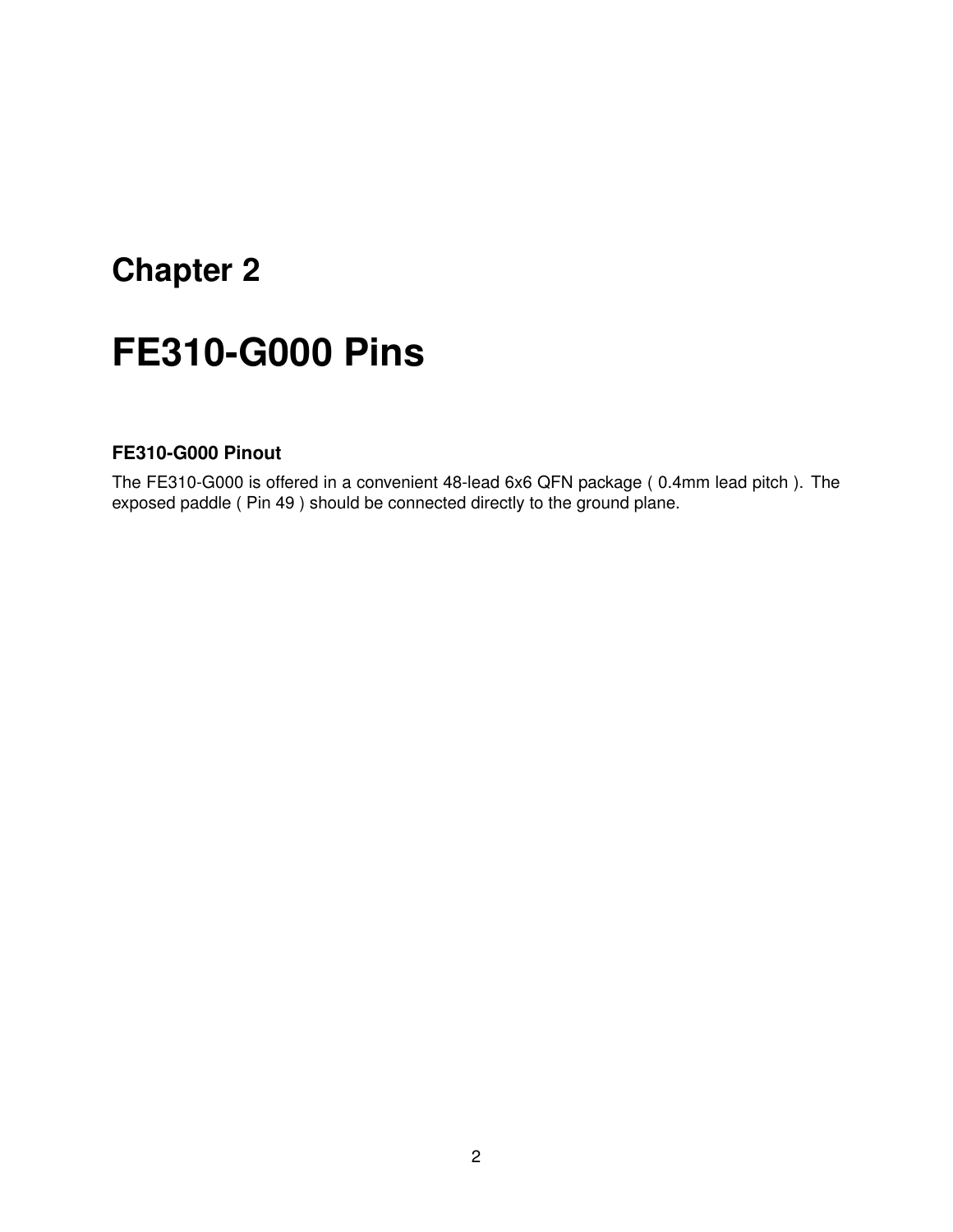# Chapter 2

# FE310-G000 Pins

### FE310-G000 Pinout

The FE310-G000 is offered in a convenient 48-lead 6x6 QFN package ( 0.4mm lead pitch ). The exposed paddle ( Pin 49 ) should be connected directly to the ground plane.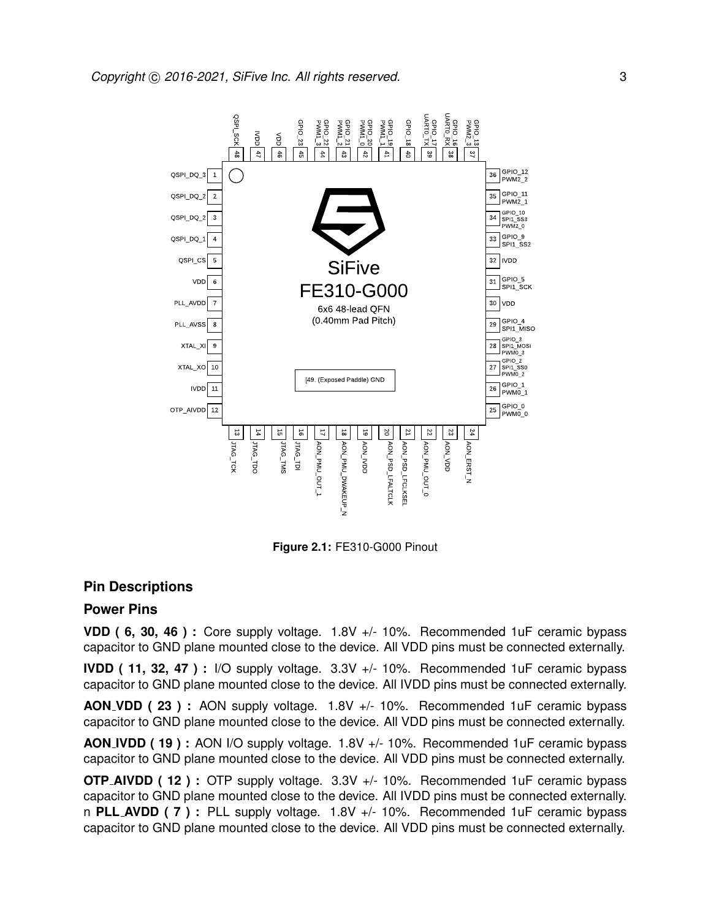**Figure 2.1:** FE310-G000 Pinout

## Pin Descriptions

### Power Pins

**VDD ( 6, 30, 46 ) :** Core supply voltage. 1.8V +/- 10%. Recommended 1uF ceramic bypass capacitor to GND plane mounted close to the device. All VDD pins must be connected externally.

**IVDD ( 11, 32, 47 ) :** I/O supply voltage. 3.3V +/- 10%. Recommended 1uF ceramic bypass capacitor to GND plane mounted close to the device. All IVDD pins must be connected externally.

**AON_VDD ( 23 ) :** AON supply voltage. 1.8V +/- 10%. Recommended 1uF ceramic bypass capacitor to GND plane mounted close to the device. All VDD pins must be connected externally.

**AON_IVDD ( 19 ) :** AON I/O supply voltage. 1.8V +/- 10%. Recommended 1uF ceramic bypass capacitor to GND plane mounted close to the device. All VDD pins must be connected externally.

**OTP_AIVDD ( 12 ) :** OTP supply voltage. 3.3V +/- 10%. Recommended 1uF ceramic bypass capacitor to GND plane mounted close to the device. All IVDD pins must be connected externally. n **PLL_AVDD ( 7 ) :** PLL supply voltage. 1.8V +/- 10%. Recommended 1uF ceramic bypass capacitor to GND plane mounted close to the device. All VDD pins must be connected externally.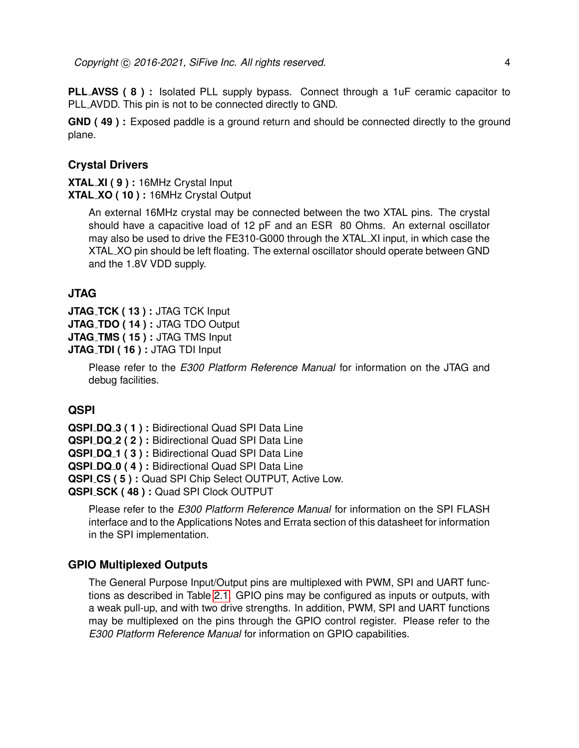**PLL_AVSS ( 8 ) :** Isolated PLL supply bypass. Connect through a 1uF ceramic capacitor to PLL_AVDD. This pin is not to be connected directly to GND.

**GND ( 49 ) :** Exposed paddle is a ground return and should be connected directly to the ground plane.

### Crystal Drivers

**XTAL_XI ( 9 ) :** 16MHz Crystal Input
**XTAL_XO ( 10 ) :** 16MHz Crystal Output

An external 16MHz crystal may be connected between the two XTAL pins. The crystal should have a capacitive load of 12 pF and an ESR 80 Ohms. An external oscillator may also be used to drive the FE310-G000 through the XTAL_XI input, in which case the XTAL_XO pin should be left floating. The external oscillator should operate between GND and the 1.8V VDD supply.

### JTAG

**JTAG_TCK ( 13 ) :** JTAG TCK Input
**JTAG_TDO ( 14 ) :** JTAG TDO Output
**JTAG_TMS ( 15 ) :** JTAG TMS Input
**JTAG_TDI ( 16 ) :** JTAG TDI Input

Please refer to the *E300 Platform Reference Manual* for information on the JTAG and debug facilities.

### QSPI

**QSPI_DQ_3 ( 1 ) :** Bidirectional Quad SPI Data Line
**QSPI_DQ_2 ( 2 ) :** Bidirectional Quad SPI Data Line
**QSPI_DQ_1 ( 3 ) :** Bidirectional Quad SPI Data Line
**QSPI_DQ_0 ( 4 ) :** Bidirectional Quad SPI Data Line
**QSPI_CS ( 5 ) :** Quad SPI Chip Select OUTPUT, Active Low.
**QSPI_SCK ( 48 ) :** Quad SPI Clock OUTPUT

Please refer to the *E300 Platform Reference Manual* for information on the SPI FLASH interface and to the Applications Notes and Errata section of this datasheet for information in the SPI implementation.

### GPIO Multiplexed Outputs

The General Purpose Input/Output pins are multiplexed with PWM, SPI and UART functions as described in Table 2.1. GPIO pins may be configured as inputs or outputs, with a weak pull-up, and with two drive strengths. In addition, PWM, SPI and UART functions may be multiplexed on the pins through the GPIO control register. Please refer to the *E300 Platform Reference Manual* for information on GPIO capabilities.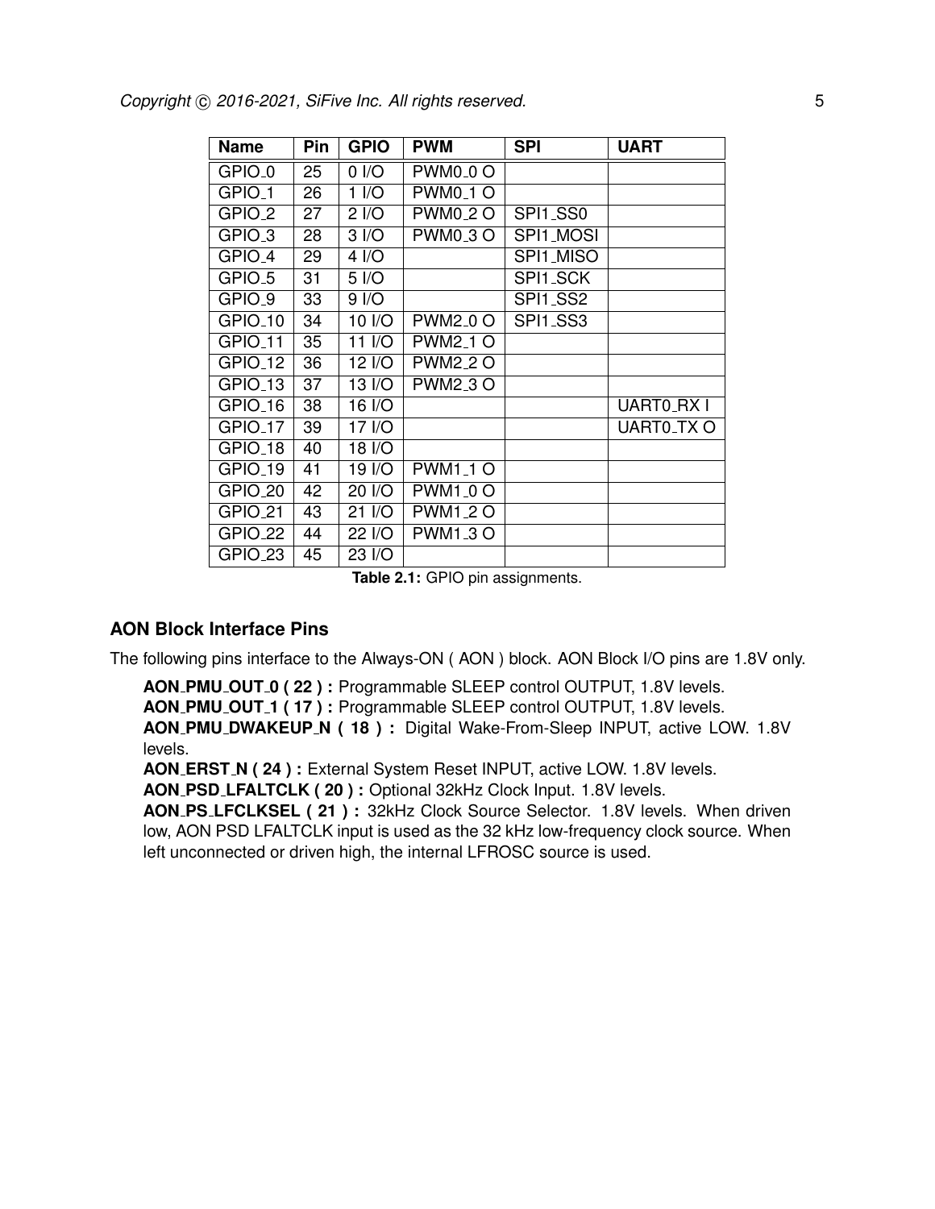| Name | Pin | GPIO | PWM | SPI | UART |
| --- | --- | --- | --- | --- | --- |
| GPIO_0 | 25 | 0 I/O | PWM0_0 O | | |
| GPIO_1 | 26 | 1 I/O | PWM0_1 O | | |
| GPIO_2 | 27 | 2 I/O | PWM0_2 O | SPI1_SS0 | |
| GPIO_3 | 28 | 3 I/O | PWM0_3 O | SPI1_MOSI | |
| GPIO_4 | 29 | 4 I/O | | SPI1_MISO | |
| GPIO_5 | 31 | 5 I/O | | SPI1_SCK | |
| GPIO_9 | 33 | 9 I/O | | SPI1_SS2 | |
| GPIO_10 | 34 | 10 I/O | PWM2_0 O | SPI1_SS3 | |
| GPIO_11 | 35 | 11 I/O | PWM2_1 O | | |
| GPIO_12 | 36 | 12 I/O | PWM2_2 O | | |
| GPIO_13 | 37 | 13 I/O | PWM2_3 O | | |
| GPIO_16 | 38 | 16 I/O | | | UART0_RX I |
| GPIO_17 | 39 | 17 I/O | | | UART0_TX O |
| GPIO_18 | 40 | 18 I/O | | | |
| GPIO_19 | 41 | 19 I/O | PWM1_1 O | | |
| GPIO_20 | 42 | 20 I/O | PWM1_0 O | | |
| GPIO_21 | 43 | 21 I/O | PWM1_2 O | | |
| GPIO_22 | 44 | 22 I/O | PWM1_3 O | | |
| GPIO_23 | 45 | 23 I/O | | | |

**Table 2.1:** GPIO pin assignments.

### AON Block Interface Pins

The following pins interface to the Always-ON ( AON ) block. AON Block I/O pins are 1.8V only.

**AON_PMU_OUT_0 ( 22 ) :** Programmable SLEEP control OUTPUT, 1.8V levels.
**AON_PMU_OUT_1 ( 17 ) :** Programmable SLEEP control OUTPUT, 1.8V levels.
**AON_PMU_DWAKEUP_N ( 18 ) :** Digital Wake-From-Sleep INPUT, active LOW. 1.8V levels.
**AON_ERST_N ( 24 ) :** External System Reset INPUT, active LOW. 1.8V levels.
**AON_PSD_LFALTCLK ( 20 ) :** Optional 32kHz Clock Input. 1.8V levels.
**AON_PS_LFCLKSEL ( 21 ) :** 32kHz Clock Source Selector. 1.8V levels. When driven low, AON PSD LFALTCLK input is used as the 32 kHz low-frequency clock source. When left unconnected or driven high, the internal LFROSC source is used.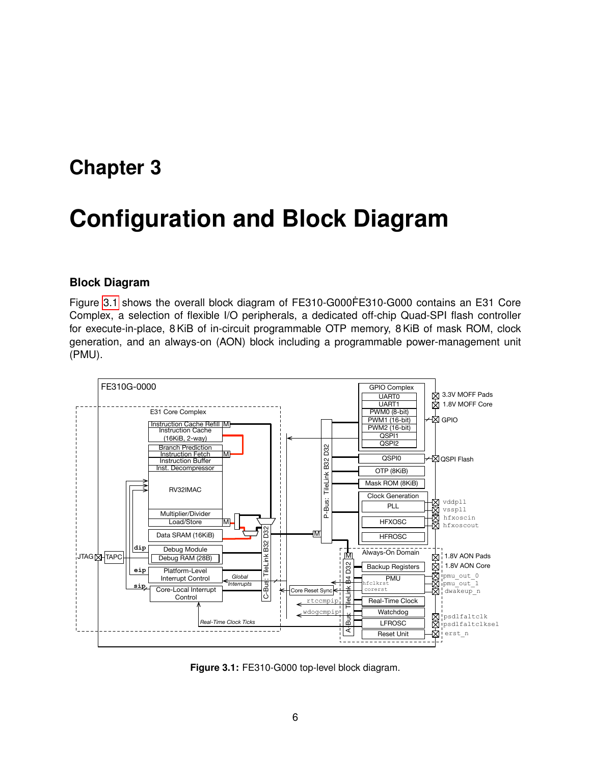# Chapter 3

# Configuration and Block Diagram

## Block Diagram

Figure 3.1 shows the overall block diagram of FE310-G000ḞE310-G000 contains an E31 Core Complex, a selection of flexible I/O peripherals, a dedicated off-chip Quad-SPI flash controller for execute-in-place, 8 KiB of in-circuit programmable OTP memory, 8 KiB of mask ROM, clock generation, and an always-on (AON) block including a programmable power-management unit (PMU).

**Figure 3.1:** FE310-G000 top-level block diagram.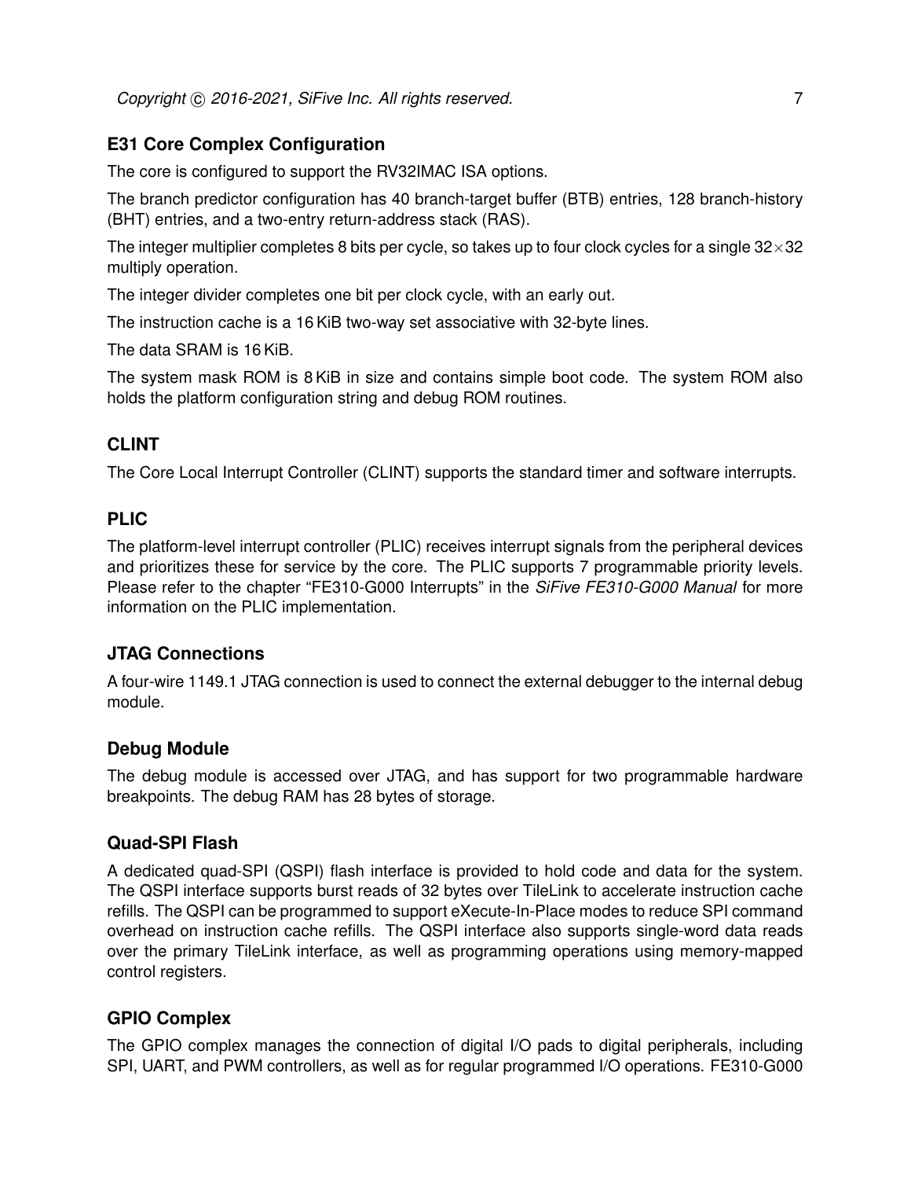### E31 Core Complex Configuration

The core is configured to support the RV32IMAC ISA options.

The branch predictor configuration has 40 branch-target buffer (BTB) entries, 128 branch-history (BHT) entries, and a two-entry return-address stack (RAS).

The integer multiplier completes 8 bits per cycle, so takes up to four clock cycles for a single $32 \times 32$ multiply operation.

The integer divider completes one bit per clock cycle, with an early out.

The instruction cache is a 16 KiB two-way set associative with 32-byte lines.

The data SRAM is 16 KiB.

The system mask ROM is 8 KiB in size and contains simple boot code. The system ROM also holds the platform configuration string and debug ROM routines.

### CLINT

The Core Local Interrupt Controller (CLINT) supports the standard timer and software interrupts.

### PLIC

The platform-level interrupt controller (PLIC) receives interrupt signals from the peripheral devices and prioritizes these for service by the core. The PLIC supports 7 programmable priority levels. Please refer to the chapter "FE310-G000 Interrupts" in the *SiFive FE310-G000 Manual* for more information on the PLIC implementation.

### JTAG Connections

A four-wire 1149.1 JTAG connection is used to connect the external debugger to the internal debug module.

### Debug Module

The debug module is accessed over JTAG, and has support for two programmable hardware breakpoints. The debug RAM has 28 bytes of storage.

### Quad-SPI Flash

A dedicated quad-SPI (QSPI) flash interface is provided to hold code and data for the system. The QSPI interface supports burst reads of 32 bytes over TileLink to accelerate instruction cache refills. The QSPI can be programmed to support eXecute-In-Place modes to reduce SPI command overhead on instruction cache refills. The QSPI interface also supports single-word data reads over the primary TileLink interface, as well as programming operations using memory-mapped control registers.

### GPIO Complex

The GPIO complex manages the connection of digital I/O pads to digital peripherals, including SPI, UART, and PWM controllers, as well as for regular programmed I/O operations. FE310-G000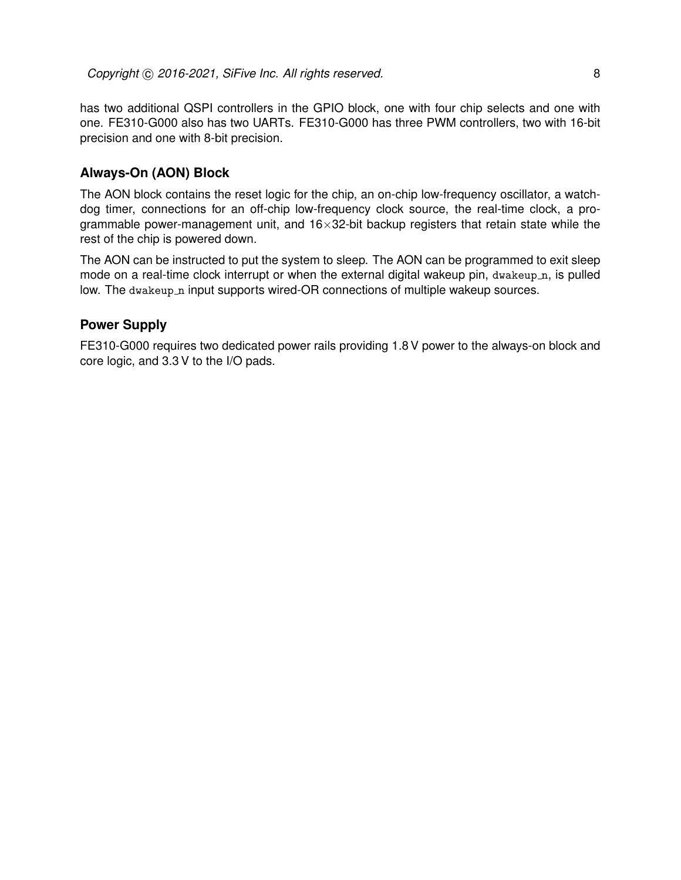has two additional QSPI controllers in the GPIO block, one with four chip selects and one with one. FE310-G000 also has two UARTs. FE310-G000 has three PWM controllers, two with 16-bit precision and one with 8-bit precision.

### Always-On (AON) Block

The AON block contains the reset logic for the chip, an on-chip low-frequency oscillator, a watchdog timer, connections for an off-chip low-frequency clock source, the real-time clock, a programmable power-management unit, and 16×32-bit backup registers that retain state while the rest of the chip is powered down.

The AON can be instructed to put the system to sleep. The AON can be programmed to exit sleep mode on a real-time clock interrupt or when the external digital wakeup pin, `dwakeup_n`, is pulled low. The `dwakeup_n` input supports wired-OR connections of multiple wakeup sources.

### Power Supply

FE310-G000 requires two dedicated power rails providing 1.8 V power to the always-on block and core logic, and 3.3 V to the I/O pads.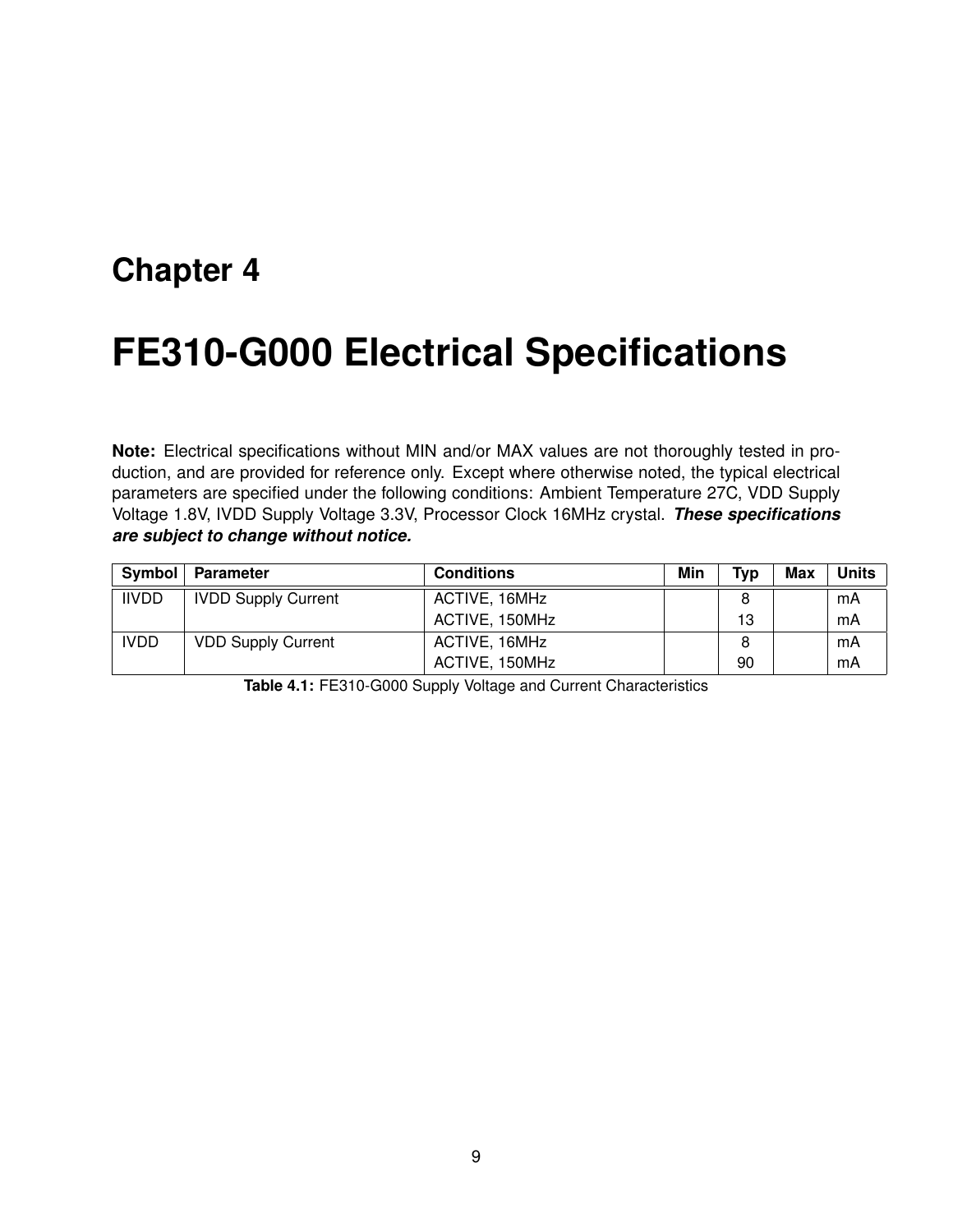# Chapter 4

# FE310-G000 Electrical Specifications

**Note:** Electrical specifications without MIN and/or MAX values are not thoroughly tested in production, and are provided for reference only. Except where otherwise noted, the typical electrical parameters are specified under the following conditions: Ambient Temperature 27C, VDD Supply Voltage 1.8V, IVDD Supply Voltage 3.3V, Processor Clock 16MHz crystal. ***These specifications are subject to change without notice.***

| Symbol | Parameter | Conditions | Min | Typ | Max | Units |
|---|---|---|---|---|---|---|
| IIVDD | IVDD Supply Current | ACTIVE, 16MHz | | 8 | | mA |
| | | ACTIVE, 150MHz | | 13 | | mA |
| IVDD | VDD Supply Current | ACTIVE, 16MHz | | 8 | | mA |
| | | ACTIVE, 150MHz | | 90 | | mA |

**Table 4.1:** FE310-G000 Supply Voltage and Current Characteristics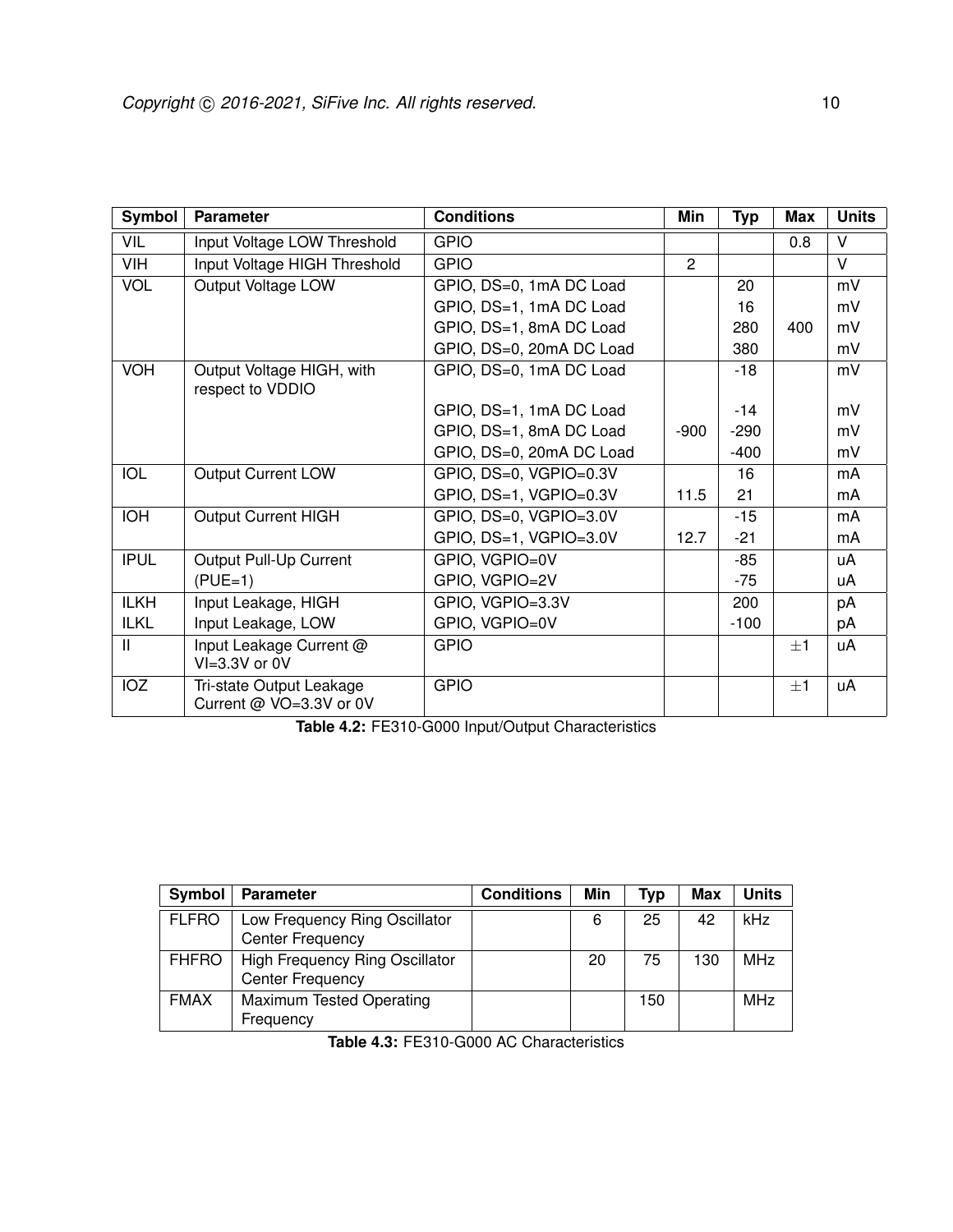| Symbol | Parameter | Conditions | Min | Typ | Max | Units |
| --- | --- | --- | --- | --- | --- | --- |
| VIL | Input Voltage LOW Threshold | GPIO | | | 0.8 | V |
| VIH | Input Voltage HIGH Threshold | GPIO | 2 | | | V |
| VOL | Output Voltage LOW | GPIO, DS=0, 1mA DC Load | | 20 | | mV |
| | | GPIO, DS=1, 1mA DC Load | | 16 | | mV |
| | | GPIO, DS=1, 8mA DC Load | | 280 | 400 | mV |
| | | GPIO, DS=0, 20mA DC Load | | 380 | | mV |
| VOH | Output Voltage HIGH, with respect to VDDIO | GPIO, DS=0, 1mA DC Load | | -18 | | mV |
| | | GPIO, DS=1, 1mA DC Load | | -14 | | mV |
| | | GPIO, DS=1, 8mA DC Load | -900 | -290 | | mV |
| | | GPIO, DS=0, 20mA DC Load | | -400 | | mV |
| IOL | Output Current LOW | GPIO, DS=0, VGPIO=0.3V | | 16 | | mA |
| | | GPIO, DS=1, VGPIO=0.3V | 11.5 | 21 | | mA |
| IOH | Output Current HIGH | GPIO, DS=0, VGPIO=3.0V | | -15 | | mA |
| | | GPIO, DS=1, VGPIO=3.0V | 12.7 | -21 | | mA |
| IPUL | Output Pull-Up Current | GPIO, VGPIO=0V | | -85 | | uA |
| | (PUE=1) | GPIO, VGPIO=2V | | -75 | | uA |
| ILKH | Input Leakage, HIGH | GPIO, VGPIO=3.3V | | 200 | | pA |
| ILKL | Input Leakage, LOW | GPIO, VGPIO=0V | | -100 | | pA |
| II | Input Leakage Current @ VI=3.3V or 0V | GPIO | | | ±1 | uA |
| IOZ | Tri-state Output Leakage Current @ VO=3.3V or 0V | GPIO | | | ±1 | uA |

**Table 4.2:** FE310-G000 Input/Output Characteristics

| Symbol | Parameter | Conditions | Min | Typ | Max | Units |
| --- | --- | --- | --- | --- | --- | --- |
| FLFRO | Low Frequency Ring Oscillator Center Frequency | | 6 | 25 | 42 | kHz |
| FHFRO | High Frequency Ring Oscillator Center Frequency | | 20 | 75 | 130 | MHz |
| FMAX | Maximum Tested Operating Frequency | | | 150 | | MHz |

**Table 4.3:** FE310-G000 AC Characteristics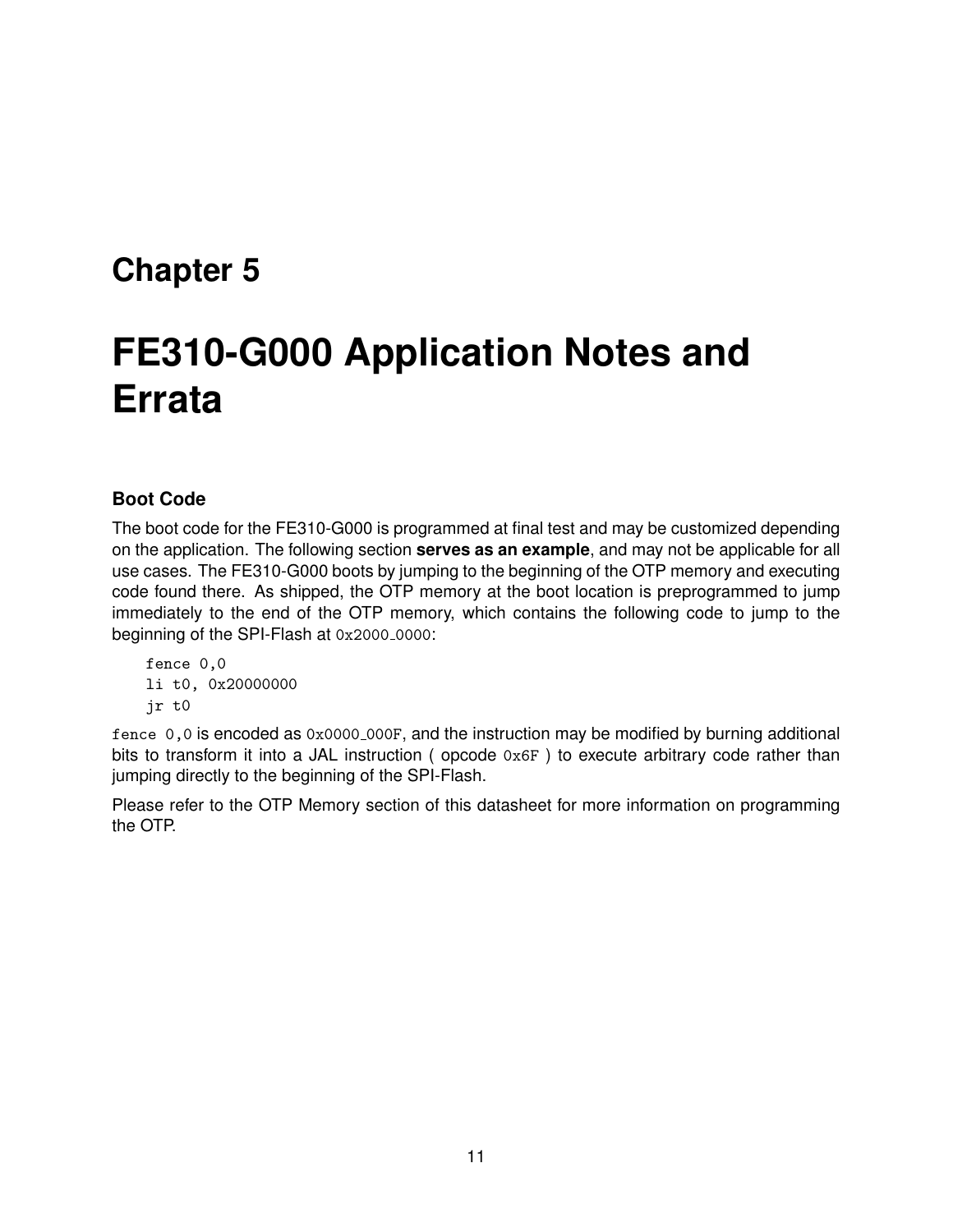# Chapter 5

# FE310-G000 Application Notes and Errata

### Boot Code

The boot code for the FE310-G000 is programmed at final test and may be customized depending on the application. The following section **serves as an example**, and may not be applicable for all use cases. The FE310-G000 boots by jumping to the beginning of the OTP memory and executing code found there. As shipped, the OTP memory at the boot location is preprogrammed to jump immediately to the end of the OTP memory, which contains the following code to jump to the beginning of the SPI-Flash at `0x2000_0000`:

```
fence 0,0
li t0, 0x20000000
jr t0
```

`fence 0,0` is encoded as `0x0000_000F`, and the instruction may be modified by burning additional bits to transform it into a JAL instruction ( opcode `0x6F` ) to execute arbitrary code rather than jumping directly to the beginning of the SPI-Flash.

Please refer to the OTP Memory section of this datasheet for more information on programming the OTP.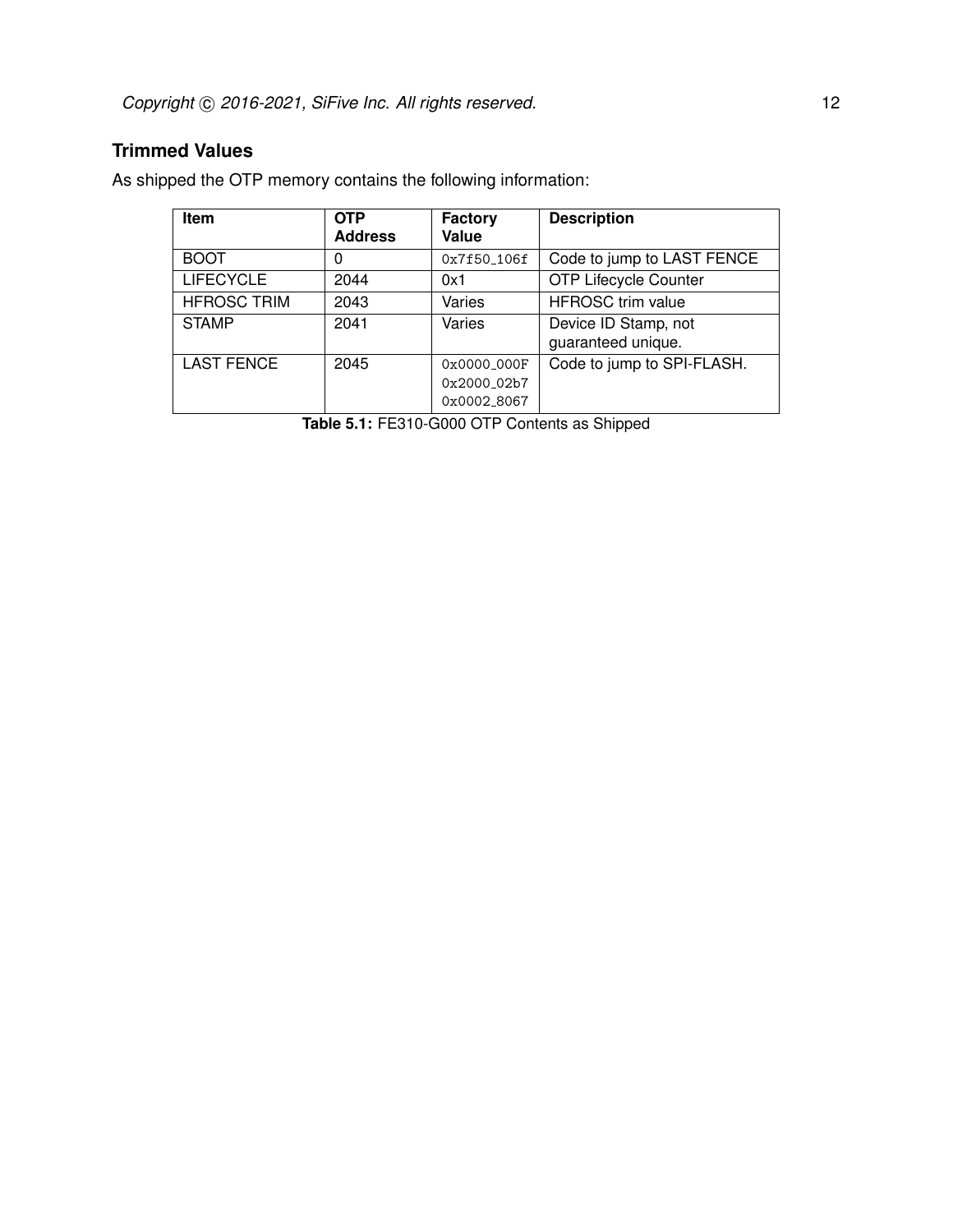## Trimmed Values

As shipped the OTP memory contains the following information:

| Item | OTP Address | Factory Value | Description |
| --- | --- | --- | --- |
| BOOT | 0 | 0x7f50_106f | Code to jump to LAST FENCE |
| LIFECYCLE | 2044 | 0x1 | OTP Lifecycle Counter |
| HFROSC TRIM | 2043 | Varies | HFROSC trim value |
| STAMP | 2041 | Varies | Device ID Stamp, not guaranteed unique. |
| LAST FENCE | 2045 | 0x0000_000F 0x2000_02b7 0x0002_8067 | Code to jump to SPI-FLASH. |

**Table 5.1:** FE310-G000 OTP Contents as Shipped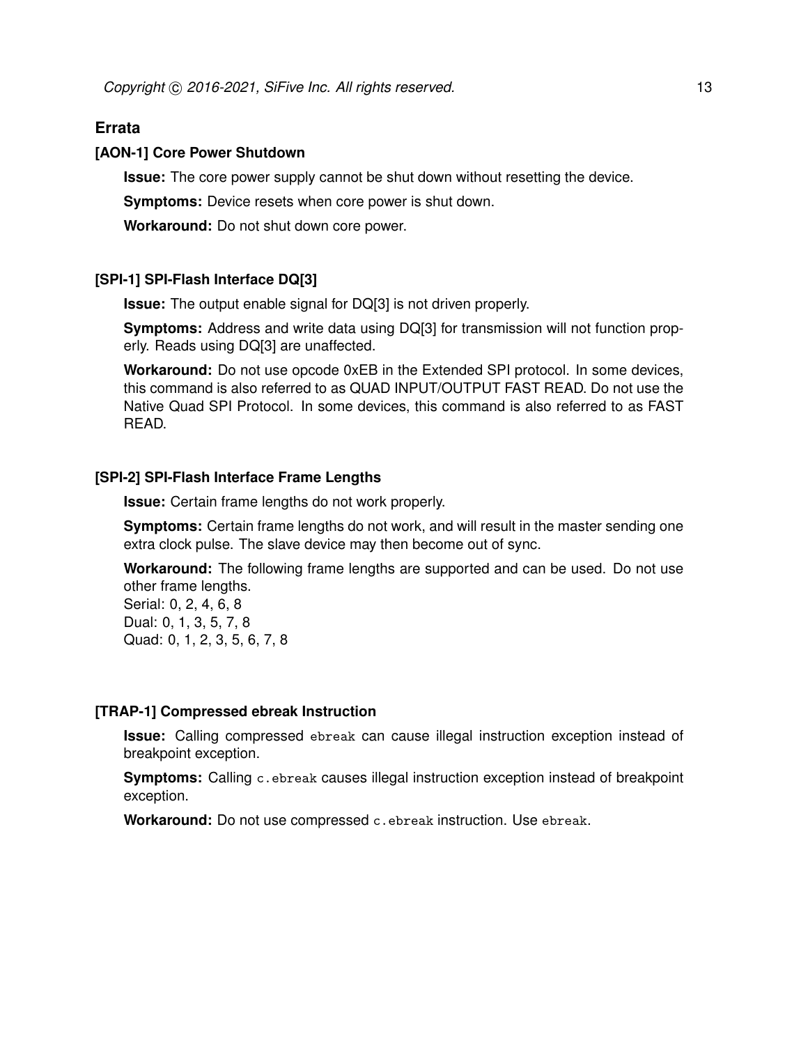## Errata

### [AON-1] Core Power Shutdown

**Issue:** The core power supply cannot be shut down without resetting the device.

**Symptoms:** Device resets when core power is shut down.

**Workaround:** Do not shut down core power.

### [SPI-1] SPI-Flash Interface DQ[3]

**Issue:** The output enable signal for DQ[3] is not driven properly.

**Symptoms:** Address and write data using DQ[3] for transmission will not function properly. Reads using DQ[3] are unaffected.

**Workaround:** Do not use opcode 0xEB in the Extended SPI protocol. In some devices, this command is also referred to as QUAD INPUT/OUTPUT FAST READ. Do not use the Native Quad SPI Protocol. In some devices, this command is also referred to as FAST READ.

### [SPI-2] SPI-Flash Interface Frame Lengths

**Issue:** Certain frame lengths do not work properly.

**Symptoms:** Certain frame lengths do not work, and will result in the master sending one extra clock pulse. The slave device may then become out of sync.

**Workaround:** The following frame lengths are supported and can be used. Do not use other frame lengths.
Serial: 0, 2, 4, 6, 8
Dual: 0, 1, 3, 5, 7, 8
Quad: 0, 1, 2, 3, 5, 6, 7, 8

### [TRAP-1] Compressed ebreak Instruction

**Issue:** Calling compressed `ebreak` can cause illegal instruction exception instead of breakpoint exception.

**Symptoms:** Calling `c.ebreak` causes illegal instruction exception instead of breakpoint exception.

**Workaround:** Do not use compressed `c.ebreak` instruction. Use `ebreak`.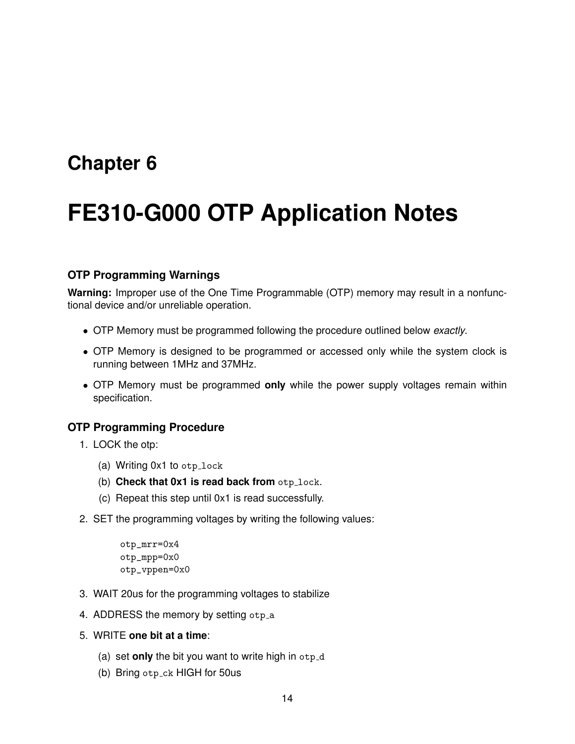# Chapter 6

# FE310-G000 OTP Application Notes

### OTP Programming Warnings

**Warning:** Improper use of the One Time Programmable (OTP) memory may result in a nonfunctional device and/or unreliable operation.

- OTP Memory must be programmed following the procedure outlined below *exactly*.
- OTP Memory is designed to be programmed or accessed only while the system clock is running between 1MHz and 37MHz.
- OTP Memory must be programmed **only** while the power supply voltages remain within specification.

### OTP Programming Procedure

1. LOCK the otp:
   (a) Writing 0x1 to `otp_lock`
   (b) **Check that 0x1 is read back from** `otp_lock`.
   (c) Repeat this step until 0x1 is read successfully.
2. SET the programming voltages by writing the following values:

   ```
   otp_mrr=0x4
   otp_mpp=0x0
   otp_vppen=0x0
   ```

3. WAIT 20us for the programming voltages to stabilize
4. ADDRESS the memory by setting `otp_a`
5. WRITE **one bit at a time**:
   (a) set **only** the bit you want to write high in `otp_d`
   (b) Bring `otp_ck` HIGH for 50us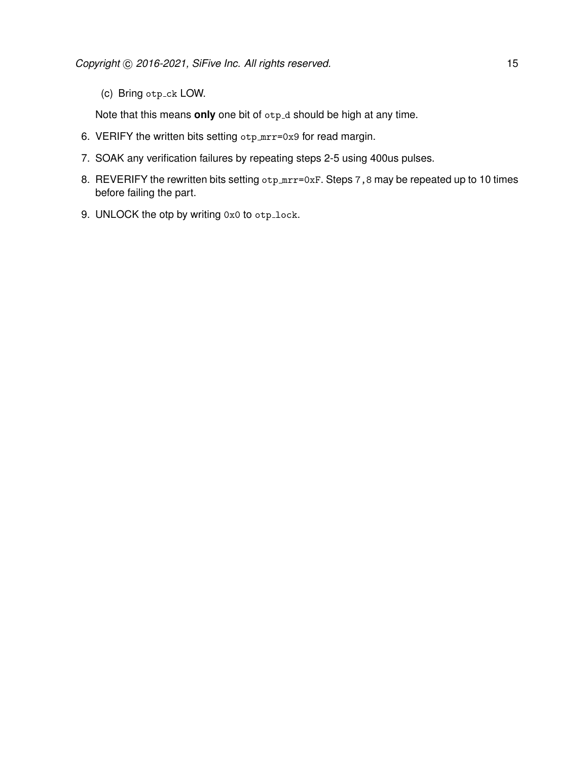(c) Bring `otp_ck` LOW.

   Note that this means **only** one bit of `otp_d` should be high at any time.

6. VERIFY the written bits setting `otp_mrr=0x9` for read margin.
7. SOAK any verification failures by repeating steps 2-5 using 400us pulses.
8. REVERIFY the rewritten bits setting `otp_mrr=0xF`. Steps `7,8` may be repeated up to 10 times before failing the part.
9. UNLOCK the otp by writing `0x0` to `otp_lock`.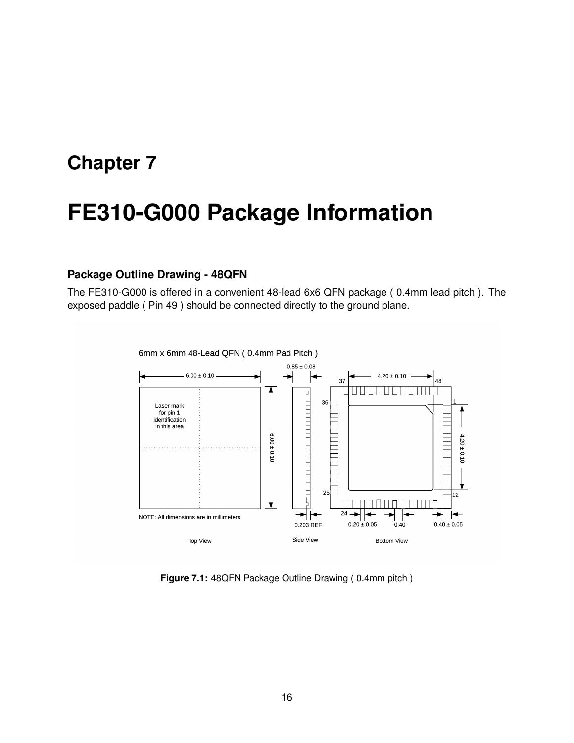# Chapter 7

# FE310-G000 Package Information

### Package Outline Drawing - 48QFN

The FE310-G000 is offered in a convenient 48-lead 6x6 QFN package ( 0.4mm lead pitch ). The exposed paddle ( Pin 49 ) should be connected directly to the ground plane.

6mm x 6mm 48-Lead QFN ( 0.4mm Pad Pitch )

6.00 ± 0.10

Laser mark for pin 1 identification in this area

6.00 ± 0.10

NOTE: All dimensions are in millimeters.

Top View

0.85 ± 0.08

0.203 REF

Side View

4.20 ± 0.10

37 48 36 1 25 12 24

4.20 ± 0.10

0.20 ± 0.05 0.40 0.40 ± 0.05

Bottom View

**Figure 7.1:** 48QFN Package Outline Drawing ( 0.4mm pitch )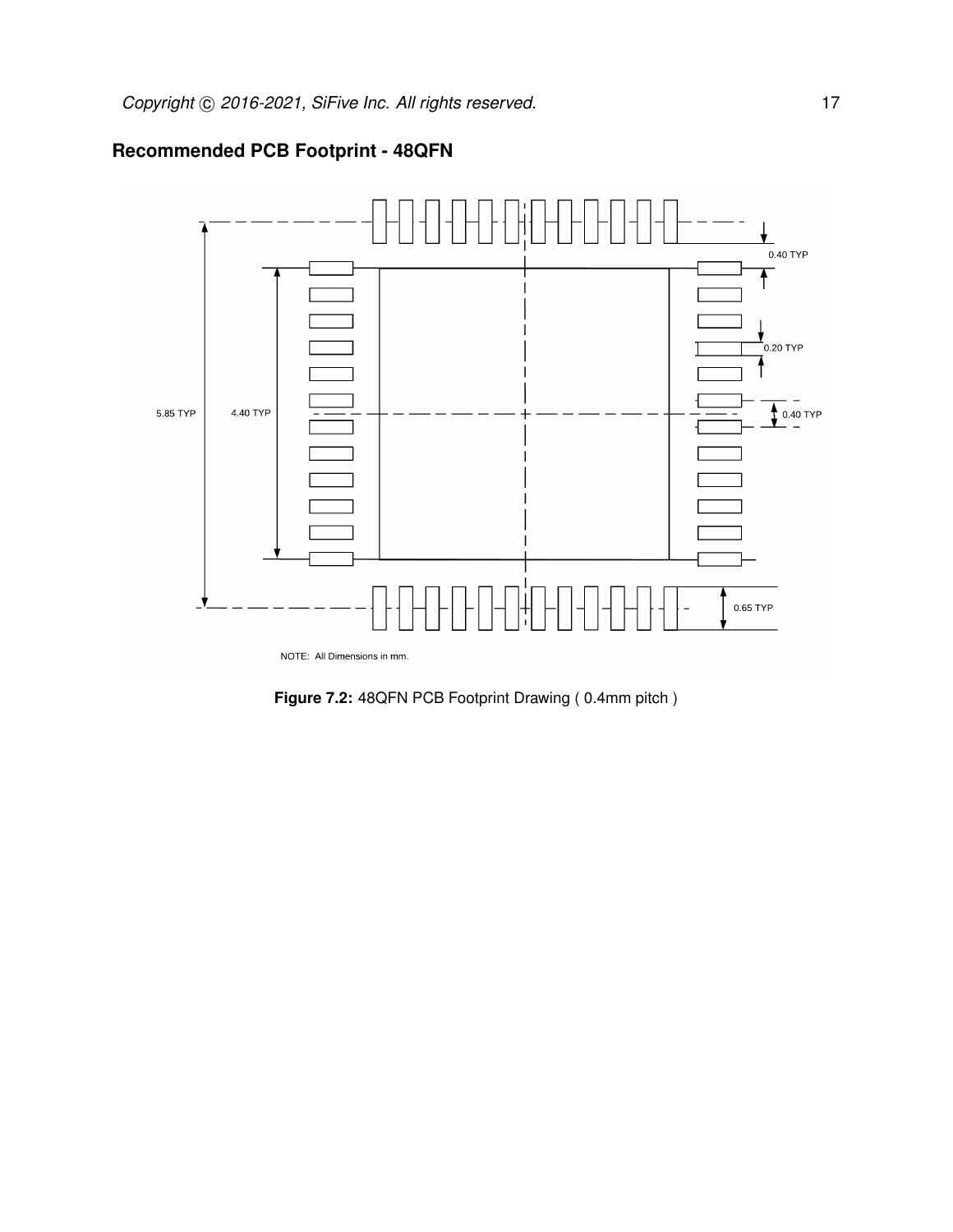## Recommended PCB Footprint - 48QFN

0.40 TYP

0.20 TYP

5.85 TYP

4.40 TYP

0.40 TYP

0.65 TYP

NOTE: All Dimensions in mm.

**Figure 7.2:** 48QFN PCB Footprint Drawing ( 0.4mm pitch )